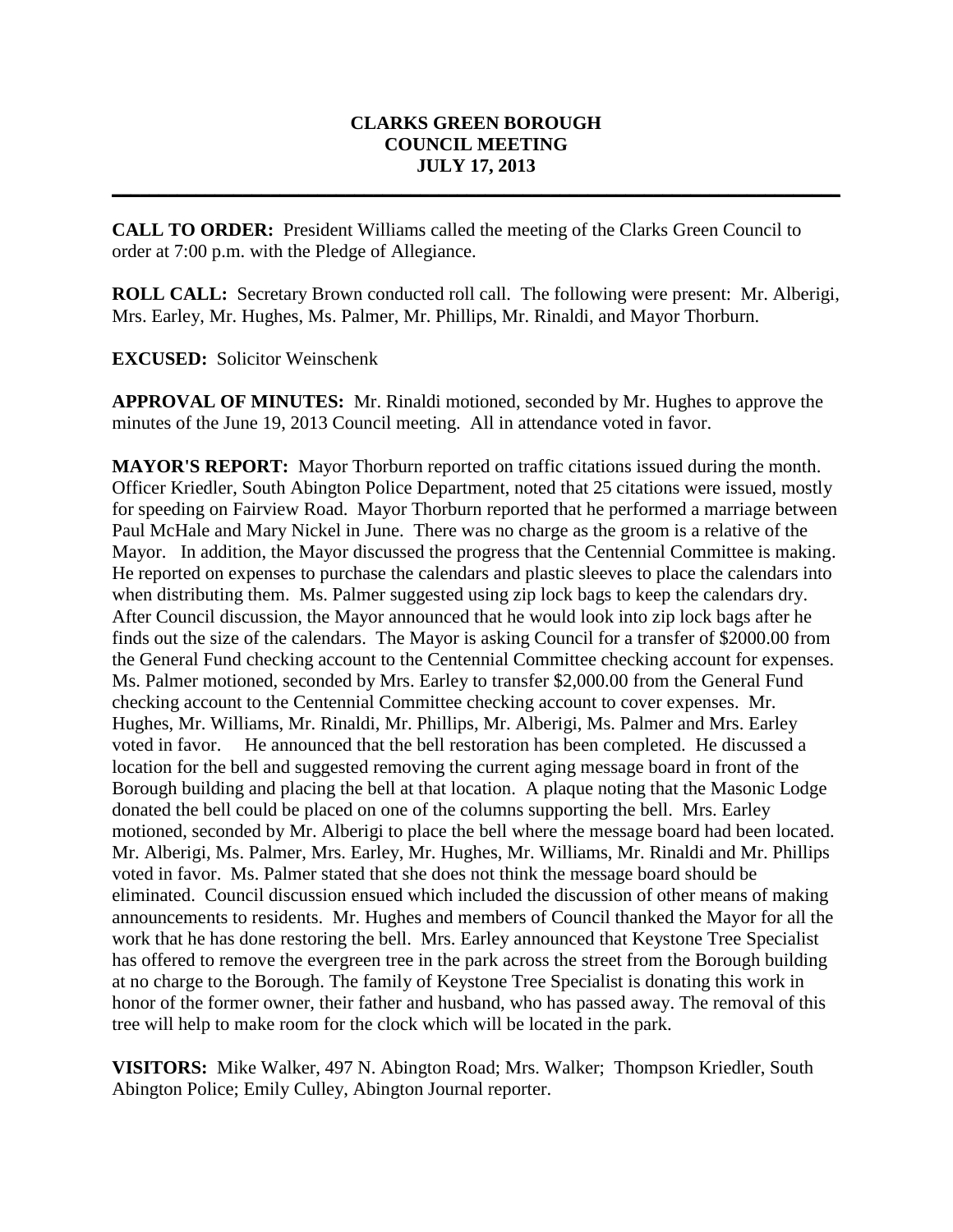# CLARKS GREEN BOROUGH
# COUNCIL MEETING
# JULY 17, 2013

---

**CALL TO ORDER:** President Williams called the meeting of the Clarks Green Council to order at 7:00 p.m. with the Pledge of Allegiance.

**ROLL CALL:** Secretary Brown conducted roll call. The following were present: Mr. Alberigi, Mrs. Earley, Mr. Hughes, Ms. Palmer, Mr. Phillips, Mr. Rinaldi, and Mayor Thorburn.

**EXCUSED:** Solicitor Weinschenk

**APPROVAL OF MINUTES:** Mr. Rinaldi motioned, seconded by Mr. Hughes to approve the minutes of the June 19, 2013 Council meeting. All in attendance voted in favor.

**MAYOR'S REPORT:** Mayor Thorburn reported on traffic citations issued during the month. Officer Kriedler, South Abington Police Department, noted that 25 citations were issued, mostly for speeding on Fairview Road. Mayor Thorburn reported that he performed a marriage between Paul McHale and Mary Nickel in June. There was no charge as the groom is a relative of the Mayor. In addition, the Mayor discussed the progress that the Centennial Committee is making. He reported on expenses to purchase the calendars and plastic sleeves to place the calendars into when distributing them. Ms. Palmer suggested using zip lock bags to keep the calendars dry. After Council discussion, the Mayor announced that he would look into zip lock bags after he finds out the size of the calendars. The Mayor is asking Council for a transfer of $2000.00 from the General Fund checking account to the Centennial Committee checking account for expenses. Ms. Palmer motioned, seconded by Mrs. Earley to transfer $2,000.00 from the General Fund checking account to the Centennial Committee checking account to cover expenses. Mr. Hughes, Mr. Williams, Mr. Rinaldi, Mr. Phillips, Mr. Alberigi, Ms. Palmer and Mrs. Earley voted in favor. He announced that the bell restoration has been completed. He discussed a location for the bell and suggested removing the current aging message board in front of the Borough building and placing the bell at that location. A plaque noting that the Masonic Lodge donated the bell could be placed on one of the columns supporting the bell. Mrs. Earley motioned, seconded by Mr. Alberigi to place the bell where the message board had been located. Mr. Alberigi, Ms. Palmer, Mrs. Earley, Mr. Hughes, Mr. Williams, Mr. Rinaldi and Mr. Phillips voted in favor. Ms. Palmer stated that she does not think the message board should be eliminated. Council discussion ensued which included the discussion of other means of making announcements to residents. Mr. Hughes and members of Council thanked the Mayor for all the work that he has done restoring the bell. Mrs. Earley announced that Keystone Tree Specialist has offered to remove the evergreen tree in the park across the street from the Borough building at no charge to the Borough. The family of Keystone Tree Specialist is donating this work in honor of the former owner, their father and husband, who has passed away. The removal of this tree will help to make room for the clock which will be located in the park.

**VISITORS:** Mike Walker, 497 N. Abington Road; Mrs. Walker; Thompson Kriedler, South Abington Police; Emily Culley, Abington Journal reporter.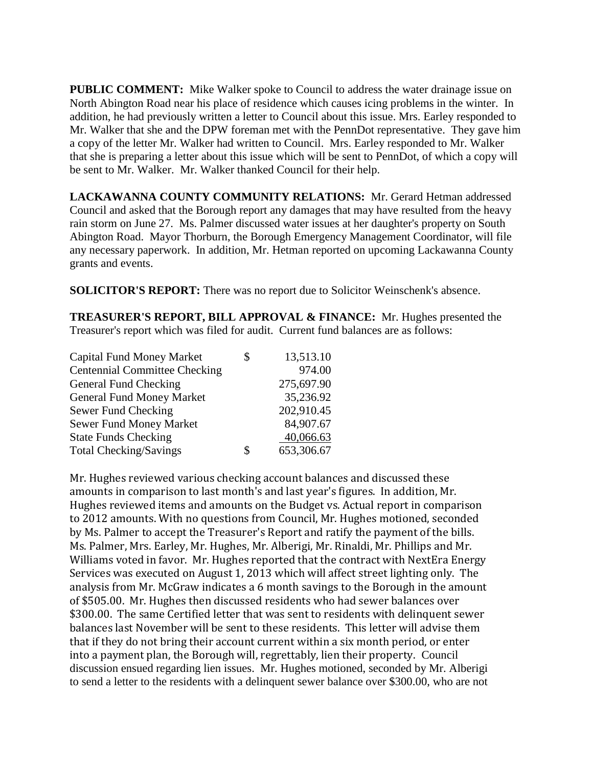**PUBLIC COMMENT:** Mike Walker spoke to Council to address the water drainage issue on North Abington Road near his place of residence which causes icing problems in the winter. In addition, he had previously written a letter to Council about this issue. Mrs. Earley responded to Mr. Walker that she and the DPW foreman met with the PennDot representative. They gave him a copy of the letter Mr. Walker had written to Council. Mrs. Earley responded to Mr. Walker that she is preparing a letter about this issue which will be sent to PennDot, of which a copy will be sent to Mr. Walker. Mr. Walker thanked Council for their help.

**LACKAWANNA COUNTY COMMUNITY RELATIONS:** Mr. Gerard Hetman addressed Council and asked that the Borough report any damages that may have resulted from the heavy rain storm on June 27. Ms. Palmer discussed water issues at her daughter's property on South Abington Road. Mayor Thorburn, the Borough Emergency Management Coordinator, will file any necessary paperwork. In addition, Mr. Hetman reported on upcoming Lackawanna County grants and events.

**SOLICITOR'S REPORT:** There was no report due to Solicitor Weinschenk's absence.

**TREASURER'S REPORT, BILL APPROVAL & FINANCE:** Mr. Hughes presented the Treasurer's report which was filed for audit. Current fund balances are as follows:

| | | |
|---|---|---|
| Capital Fund Money Market | $ | 13,513.10 |
| Centennial Committee Checking | | 974.00 |
| General Fund Checking | | 275,697.90 |
| General Fund Money Market | | 35,236.92 |
| Sewer Fund Checking | | 202,910.45 |
| Sewer Fund Money Market | | 84,907.67 |
| State Funds Checking | | 40,066.63 |
| Total Checking/Savings | $ | 653,306.67 |

Mr. Hughes reviewed various checking account balances and discussed these amounts in comparison to last month's and last year's figures. In addition, Mr. Hughes reviewed items and amounts on the Budget vs. Actual report in comparison to 2012 amounts. With no questions from Council, Mr. Hughes motioned, seconded by Ms. Palmer to accept the Treasurer's Report and ratify the payment of the bills. Ms. Palmer, Mrs. Earley, Mr. Hughes, Mr. Alberigi, Mr. Rinaldi, Mr. Phillips and Mr. Williams voted in favor. Mr. Hughes reported that the contract with NextEra Energy Services was executed on August 1, 2013 which will affect street lighting only. The analysis from Mr. McGraw indicates a 6 month savings to the Borough in the amount of $505.00. Mr. Hughes then discussed residents who had sewer balances over $300.00. The same Certified letter that was sent to residents with delinquent sewer balances last November will be sent to these residents. This letter will advise them that if they do not bring their account current within a six month period, or enter into a payment plan, the Borough will, regrettably, lien their property. Council discussion ensued regarding lien issues. Mr. Hughes motioned, seconded by Mr. Alberigi to send a letter to the residents with a delinquent sewer balance over $300.00, who are not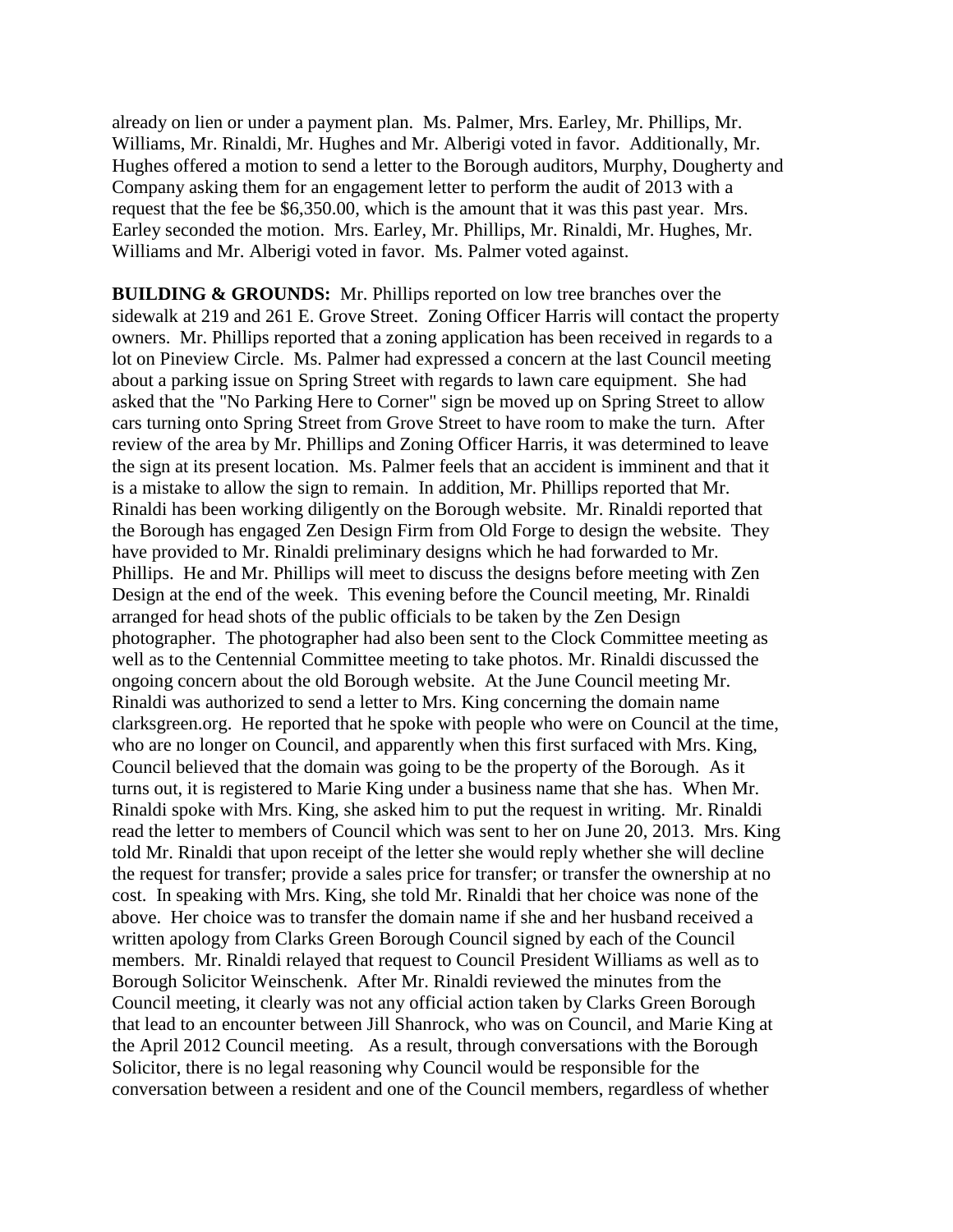already on lien or under a payment plan. Ms. Palmer, Mrs. Earley, Mr. Phillips, Mr. Williams, Mr. Rinaldi, Mr. Hughes and Mr. Alberigi voted in favor. Additionally, Mr. Hughes offered a motion to send a letter to the Borough auditors, Murphy, Dougherty and Company asking them for an engagement letter to perform the audit of 2013 with a request that the fee be $6,350.00, which is the amount that it was this past year. Mrs. Earley seconded the motion. Mrs. Earley, Mr. Phillips, Mr. Rinaldi, Mr. Hughes, Mr. Williams and Mr. Alberigi voted in favor. Ms. Palmer voted against.

**BUILDING & GROUNDS:** Mr. Phillips reported on low tree branches over the sidewalk at 219 and 261 E. Grove Street. Zoning Officer Harris will contact the property owners. Mr. Phillips reported that a zoning application has been received in regards to a lot on Pineview Circle. Ms. Palmer had expressed a concern at the last Council meeting about a parking issue on Spring Street with regards to lawn care equipment. She had asked that the "No Parking Here to Corner" sign be moved up on Spring Street to allow cars turning onto Spring Street from Grove Street to have room to make the turn. After review of the area by Mr. Phillips and Zoning Officer Harris, it was determined to leave the sign at its present location. Ms. Palmer feels that an accident is imminent and that it is a mistake to allow the sign to remain. In addition, Mr. Phillips reported that Mr. Rinaldi has been working diligently on the Borough website. Mr. Rinaldi reported that the Borough has engaged Zen Design Firm from Old Forge to design the website. They have provided to Mr. Rinaldi preliminary designs which he had forwarded to Mr. Phillips. He and Mr. Phillips will meet to discuss the designs before meeting with Zen Design at the end of the week. This evening before the Council meeting, Mr. Rinaldi arranged for head shots of the public officials to be taken by the Zen Design photographer. The photographer had also been sent to the Clock Committee meeting as well as to the Centennial Committee meeting to take photos. Mr. Rinaldi discussed the ongoing concern about the old Borough website. At the June Council meeting Mr. Rinaldi was authorized to send a letter to Mrs. King concerning the domain name clarksgreen.org. He reported that he spoke with people who were on Council at the time, who are no longer on Council, and apparently when this first surfaced with Mrs. King, Council believed that the domain was going to be the property of the Borough. As it turns out, it is registered to Marie King under a business name that she has. When Mr. Rinaldi spoke with Mrs. King, she asked him to put the request in writing. Mr. Rinaldi read the letter to members of Council which was sent to her on June 20, 2013. Mrs. King told Mr. Rinaldi that upon receipt of the letter she would reply whether she will decline the request for transfer; provide a sales price for transfer; or transfer the ownership at no cost. In speaking with Mrs. King, she told Mr. Rinaldi that her choice was none of the above. Her choice was to transfer the domain name if she and her husband received a written apology from Clarks Green Borough Council signed by each of the Council members. Mr. Rinaldi relayed that request to Council President Williams as well as to Borough Solicitor Weinschenk. After Mr. Rinaldi reviewed the minutes from the Council meeting, it clearly was not any official action taken by Clarks Green Borough that lead to an encounter between Jill Shanrock, who was on Council, and Marie King at the April 2012 Council meeting. As a result, through conversations with the Borough Solicitor, there is no legal reasoning why Council would be responsible for the conversation between a resident and one of the Council members, regardless of whether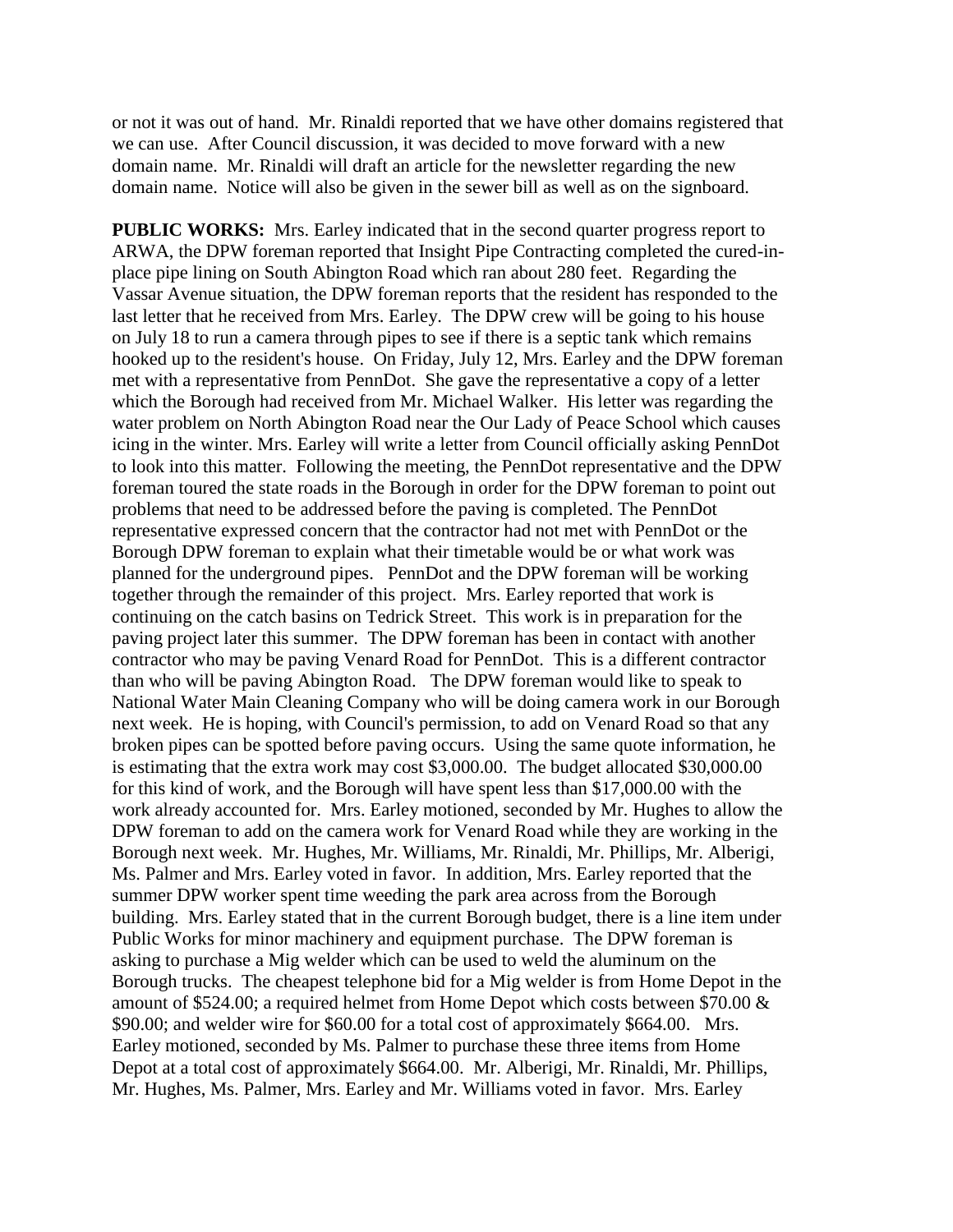or not it was out of hand. Mr. Rinaldi reported that we have other domains registered that we can use. After Council discussion, it was decided to move forward with a new domain name. Mr. Rinaldi will draft an article for the newsletter regarding the new domain name. Notice will also be given in the sewer bill as well as on the signboard.

**PUBLIC WORKS:** Mrs. Earley indicated that in the second quarter progress report to ARWA, the DPW foreman reported that Insight Pipe Contracting completed the cured-in-place pipe lining on South Abington Road which ran about 280 feet. Regarding the Vassar Avenue situation, the DPW foreman reports that the resident has responded to the last letter that he received from Mrs. Earley. The DPW crew will be going to his house on July 18 to run a camera through pipes to see if there is a septic tank which remains hooked up to the resident's house. On Friday, July 12, Mrs. Earley and the DPW foreman met with a representative from PennDot. She gave the representative a copy of a letter which the Borough had received from Mr. Michael Walker. His letter was regarding the water problem on North Abington Road near the Our Lady of Peace School which causes icing in the winter. Mrs. Earley will write a letter from Council officially asking PennDot to look into this matter. Following the meeting, the PennDot representative and the DPW foreman toured the state roads in the Borough in order for the DPW foreman to point out problems that need to be addressed before the paving is completed. The PennDot representative expressed concern that the contractor had not met with PennDot or the Borough DPW foreman to explain what their timetable would be or what work was planned for the underground pipes. PennDot and the DPW foreman will be working together through the remainder of this project. Mrs. Earley reported that work is continuing on the catch basins on Tedrick Street. This work is in preparation for the paving project later this summer. The DPW foreman has been in contact with another contractor who may be paving Venard Road for PennDot. This is a different contractor than who will be paving Abington Road. The DPW foreman would like to speak to National Water Main Cleaning Company who will be doing camera work in our Borough next week. He is hoping, with Council's permission, to add on Venard Road so that any broken pipes can be spotted before paving occurs. Using the same quote information, he is estimating that the extra work may cost $3,000.00. The budget allocated $30,000.00 for this kind of work, and the Borough will have spent less than $17,000.00 with the work already accounted for. Mrs. Earley motioned, seconded by Mr. Hughes to allow the DPW foreman to add on the camera work for Venard Road while they are working in the Borough next week. Mr. Hughes, Mr. Williams, Mr. Rinaldi, Mr. Phillips, Mr. Alberigi, Ms. Palmer and Mrs. Earley voted in favor. In addition, Mrs. Earley reported that the summer DPW worker spent time weeding the park area across from the Borough building. Mrs. Earley stated that in the current Borough budget, there is a line item under Public Works for minor machinery and equipment purchase. The DPW foreman is asking to purchase a Mig welder which can be used to weld the aluminum on the Borough trucks. The cheapest telephone bid for a Mig welder is from Home Depot in the amount of $524.00; a required helmet from Home Depot which costs between $70.00 & $90.00; and welder wire for $60.00 for a total cost of approximately $664.00. Mrs. Earley motioned, seconded by Ms. Palmer to purchase these three items from Home Depot at a total cost of approximately $664.00. Mr. Alberigi, Mr. Rinaldi, Mr. Phillips, Mr. Hughes, Ms. Palmer, Mrs. Earley and Mr. Williams voted in favor. Mrs. Earley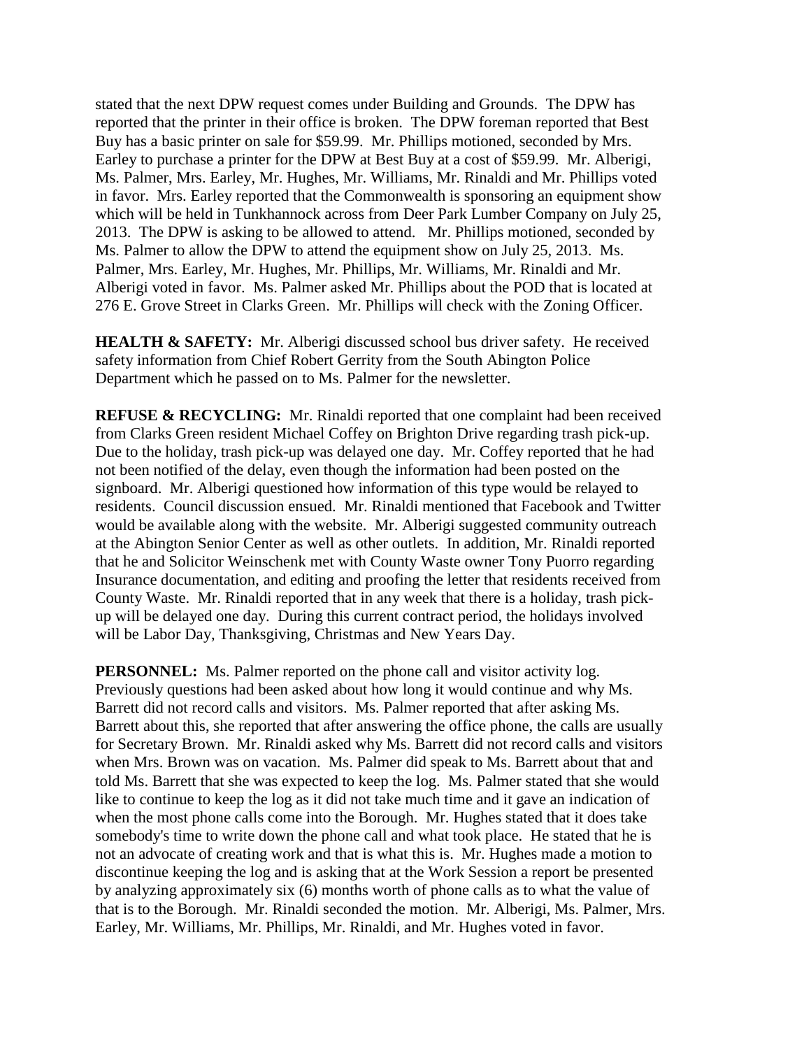stated that the next DPW request comes under Building and Grounds. The DPW has reported that the printer in their office is broken. The DPW foreman reported that Best Buy has a basic printer on sale for $59.99. Mr. Phillips motioned, seconded by Mrs. Earley to purchase a printer for the DPW at Best Buy at a cost of $59.99. Mr. Alberigi, Ms. Palmer, Mrs. Earley, Mr. Hughes, Mr. Williams, Mr. Rinaldi and Mr. Phillips voted in favor. Mrs. Earley reported that the Commonwealth is sponsoring an equipment show which will be held in Tunkhannock across from Deer Park Lumber Company on July 25, 2013. The DPW is asking to be allowed to attend. Mr. Phillips motioned, seconded by Ms. Palmer to allow the DPW to attend the equipment show on July 25, 2013. Ms. Palmer, Mrs. Earley, Mr. Hughes, Mr. Phillips, Mr. Williams, Mr. Rinaldi and Mr. Alberigi voted in favor. Ms. Palmer asked Mr. Phillips about the POD that is located at 276 E. Grove Street in Clarks Green. Mr. Phillips will check with the Zoning Officer.

**HEALTH & SAFETY:** Mr. Alberigi discussed school bus driver safety. He received safety information from Chief Robert Gerrity from the South Abington Police Department which he passed on to Ms. Palmer for the newsletter.

**REFUSE & RECYCLING:** Mr. Rinaldi reported that one complaint had been received from Clarks Green resident Michael Coffey on Brighton Drive regarding trash pick-up. Due to the holiday, trash pick-up was delayed one day. Mr. Coffey reported that he had not been notified of the delay, even though the information had been posted on the signboard. Mr. Alberigi questioned how information of this type would be relayed to residents. Council discussion ensued. Mr. Rinaldi mentioned that Facebook and Twitter would be available along with the website. Mr. Alberigi suggested community outreach at the Abington Senior Center as well as other outlets. In addition, Mr. Rinaldi reported that he and Solicitor Weinschenk met with County Waste owner Tony Puorro regarding Insurance documentation, and editing and proofing the letter that residents received from County Waste. Mr. Rinaldi reported that in any week that there is a holiday, trash pick-up will be delayed one day. During this current contract period, the holidays involved will be Labor Day, Thanksgiving, Christmas and New Years Day.

**PERSONNEL:** Ms. Palmer reported on the phone call and visitor activity log. Previously questions had been asked about how long it would continue and why Ms. Barrett did not record calls and visitors. Ms. Palmer reported that after asking Ms. Barrett about this, she reported that after answering the office phone, the calls are usually for Secretary Brown. Mr. Rinaldi asked why Ms. Barrett did not record calls and visitors when Mrs. Brown was on vacation. Ms. Palmer did speak to Ms. Barrett about that and told Ms. Barrett that she was expected to keep the log. Ms. Palmer stated that she would like to continue to keep the log as it did not take much time and it gave an indication of when the most phone calls come into the Borough. Mr. Hughes stated that it does take somebody's time to write down the phone call and what took place. He stated that he is not an advocate of creating work and that is what this is. Mr. Hughes made a motion to discontinue keeping the log and is asking that at the Work Session a report be presented by analyzing approximately six (6) months worth of phone calls as to what the value of that is to the Borough. Mr. Rinaldi seconded the motion. Mr. Alberigi, Ms. Palmer, Mrs. Earley, Mr. Williams, Mr. Phillips, Mr. Rinaldi, and Mr. Hughes voted in favor.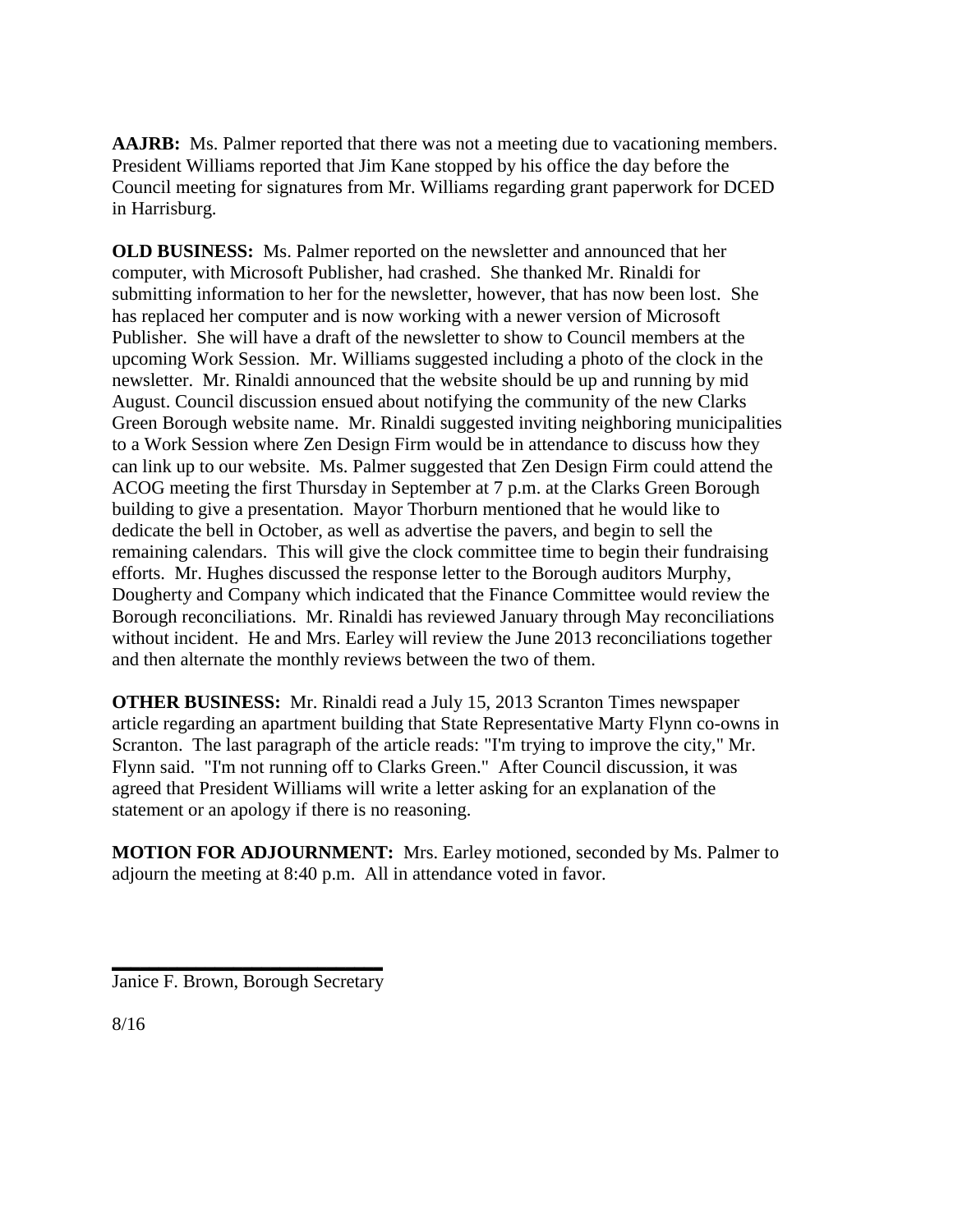**AAJRB:** Ms. Palmer reported that there was not a meeting due to vacationing members. President Williams reported that Jim Kane stopped by his office the day before the Council meeting for signatures from Mr. Williams regarding grant paperwork for DCED in Harrisburg.

**OLD BUSINESS:** Ms. Palmer reported on the newsletter and announced that her computer, with Microsoft Publisher, had crashed. She thanked Mr. Rinaldi for submitting information to her for the newsletter, however, that has now been lost. She has replaced her computer and is now working with a newer version of Microsoft Publisher. She will have a draft of the newsletter to show to Council members at the upcoming Work Session. Mr. Williams suggested including a photo of the clock in the newsletter. Mr. Rinaldi announced that the website should be up and running by mid August. Council discussion ensued about notifying the community of the new Clarks Green Borough website name. Mr. Rinaldi suggested inviting neighboring municipalities to a Work Session where Zen Design Firm would be in attendance to discuss how they can link up to our website. Ms. Palmer suggested that Zen Design Firm could attend the ACOG meeting the first Thursday in September at 7 p.m. at the Clarks Green Borough building to give a presentation. Mayor Thorburn mentioned that he would like to dedicate the bell in October, as well as advertise the pavers, and begin to sell the remaining calendars. This will give the clock committee time to begin their fundraising efforts. Mr. Hughes discussed the response letter to the Borough auditors Murphy, Dougherty and Company which indicated that the Finance Committee would review the Borough reconciliations. Mr. Rinaldi has reviewed January through May reconciliations without incident. He and Mrs. Earley will review the June 2013 reconciliations together and then alternate the monthly reviews between the two of them.

**OTHER BUSINESS:** Mr. Rinaldi read a July 15, 2013 Scranton Times newspaper article regarding an apartment building that State Representative Marty Flynn co-owns in Scranton. The last paragraph of the article reads: "I'm trying to improve the city," Mr. Flynn said. "I'm not running off to Clarks Green." After Council discussion, it was agreed that President Williams will write a letter asking for an explanation of the statement or an apology if there is no reasoning.

**MOTION FOR ADJOURNMENT:** Mrs. Earley motioned, seconded by Ms. Palmer to adjourn the meeting at 8:40 p.m. All in attendance voted in favor.

\_\_\_\_\_\_\_\_\_\_\_\_\_\_\_\_\_\_\_\_\_\_\_\_\_\_\_\_\_\_

Janice F. Brown, Borough Secretary

8/16